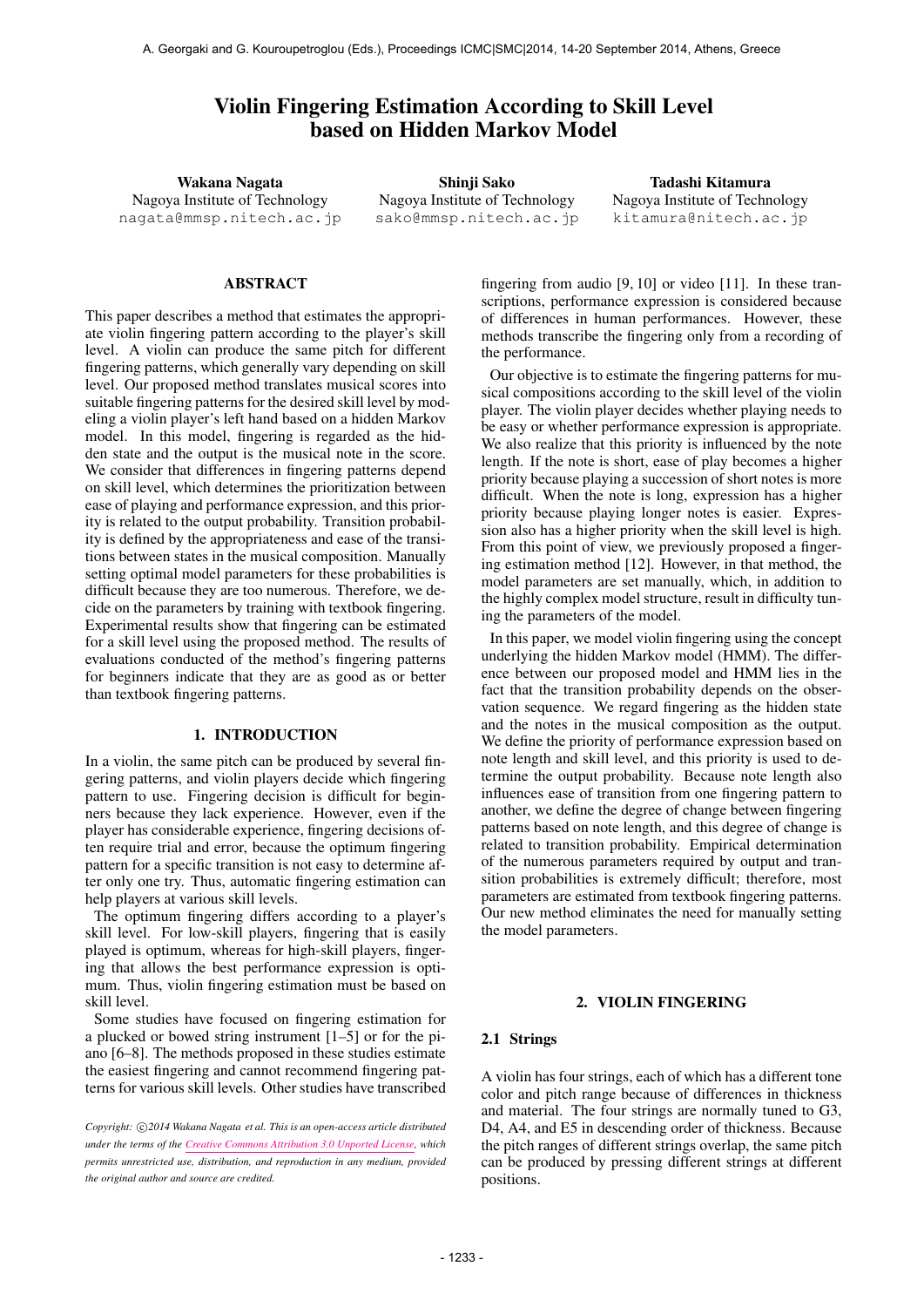# Violin Fingering Estimation According to Skill Level based on Hidden Markov Model

**Wakana Nagata**
Nagoya Institute of Technology
nagata@mmsp.nitech.ac.jp

**Shinji Sako**
Nagoya Institute of Technology
sako@mmsp.nitech.ac.jp

**Tadashi Kitamura**
Nagoya Institute of Technology
kitamura@nitech.ac.jp

## ABSTRACT

This paper describes a method that estimates the appropriate violin fingering pattern according to the player's skill level. A violin can produce the same pitch for different fingering patterns, which generally vary depending on skill level. Our proposed method translates musical scores into suitable fingering patterns for the desired skill level by modeling a violin player's left hand based on a hidden Markov model. In this model, fingering is regarded as the hidden state and the output is the musical note in the score. We consider that differences in fingering patterns depend on skill level, which determines the prioritization between ease of playing and performance expression, and this priority is related to the output probability. Transition probability is defined by the appropriateness and ease of the transitions between states in the musical composition. Manually setting optimal model parameters for these probabilities is difficult because they are too numerous. Therefore, we decide on the parameters by training with textbook fingering. Experimental results show that fingering can be estimated for a skill level using the proposed method. The results of evaluations conducted of the method's fingering patterns for beginners indicate that they are as good as or better than textbook fingering patterns.

## 1. INTRODUCTION

In a violin, the same pitch can be produced by several fingering patterns, and violin players decide which fingering pattern to use. Fingering decision is difficult for beginners because they lack experience. However, even if the player has considerable experience, fingering decisions often require trial and error, because the optimum fingering pattern for a specific transition is not easy to determine after only one try. Thus, automatic fingering estimation can help players at various skill levels.

The optimum fingering differs according to a player's skill level. For low-skill players, fingering that is easily played is optimum, whereas for high-skill players, fingering that allows the best performance expression is optimum. Thus, violin fingering estimation must be based on skill level.

Some studies have focused on fingering estimation for a plucked or bowed string instrument [1–5] or for the piano [6–8]. The methods proposed in these studies estimate the easiest fingering and cannot recommend fingering patterns for various skill levels. Other studies have transcribed fingering from audio [9, 10] or video [11]. In these transcriptions, performance expression is considered because of differences in human performances. However, these methods transcribe the fingering only from a recording of the performance.

Our objective is to estimate the fingering patterns for musical compositions according to the skill level of the violin player. The violin player decides whether playing needs to be easy or whether performance expression is appropriate. We also realize that this priority is influenced by the note length. If the note is short, ease of play becomes a higher priority because playing a succession of short notes is more difficult. When the note is long, expression has a higher priority because playing longer notes is easier. Expression also has a higher priority when the skill level is high. From this point of view, we previously proposed a fingering estimation method [12]. However, in that method, the model parameters are set manually, which, in addition to the highly complex model structure, result in difficulty tuning the parameters of the model.

In this paper, we model violin fingering using the concept underlying the hidden Markov model (HMM). The difference between our proposed model and HMM lies in the fact that the transition probability depends on the observation sequence. We regard fingering as the hidden state and the notes in the musical composition as the output. We define the priority of performance expression based on note length and skill level, and this priority is used to determine the output probability. Because note length also influences ease of transition from one fingering pattern to another, we define the degree of change between fingering patterns based on note length, and this degree of change is related to transition probability. Empirical determination of the numerous parameters required by output and transition probabilities is extremely difficult; therefore, most parameters are estimated from textbook fingering patterns. Our new method eliminates the need for manually setting the model parameters.

## 2. VIOLIN FINGERING

### 2.1 Strings

A violin has four strings, each of which has a different tone color and pitch range because of differences in thickness and material. The four strings are normally tuned to G3, D4, A4, and E5 in descending order of thickness. Because the pitch ranges of different strings overlap, the same pitch can be produced by pressing different strings at different positions.

*Copyright: ©2014 Wakana Nagata et al. This is an open-access article distributed under the terms of the Creative Commons Attribution 3.0 Unported License, which permits unrestricted use, distribution, and reproduction in any medium, provided the original author and source are credited.*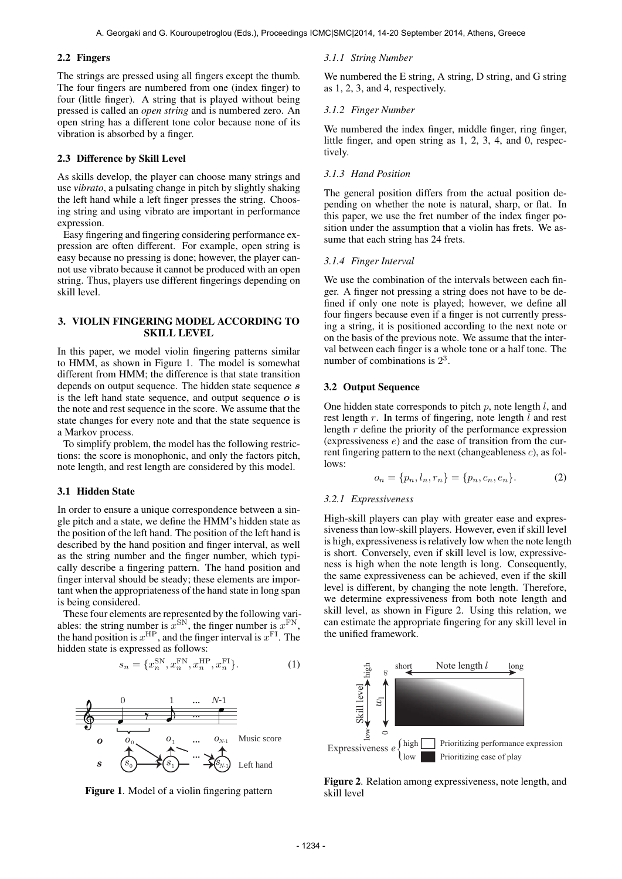### 2.2 Fingers

The strings are pressed using all fingers except the thumb. The four fingers are numbered from one (index finger) to four (little finger). A string that is played without being pressed is called an *open string* and is numbered zero. An open string has a different tone color because none of its vibration is absorbed by a finger.

### 2.3 Difference by Skill Level

As skills develop, the player can choose many strings and use *vibrato*, a pulsating change in pitch by slightly shaking the left hand while a left finger presses the string. Choosing string and using vibrato are important in performance expression.

Easy fingering and fingering considering performance expression are often different. For example, open string is easy because no pressing is done; however, the player cannot use vibrato because it cannot be produced with an open string. Thus, players use different fingerings depending on skill level.

## 3. VIOLIN FINGERING MODEL ACCORDING TO SKILL LEVEL

In this paper, we model violin fingering patterns similar to HMM, as shown in Figure 1. The model is somewhat different from HMM; the difference is that state transition depends on output sequence. The hidden state sequence $\boldsymbol{s}$ is the left hand state sequence, and output sequence $\boldsymbol{o}$ is the note and rest sequence in the score. We assume that the state changes for every note and that the state sequence is a Markov process.

To simplify problem, the model has the following restrictions: the score is monophonic, and only the factors pitch, note length, and rest length are considered by this model.

### 3.1 Hidden State

In order to ensure a unique correspondence between a single pitch and a state, we define the HMM's hidden state as the position of the left hand. The position of the left hand is described by the hand position and finger interval, as well as the string number and the finger number, which typically describe a fingering pattern. The hand position and finger interval should be steady; these elements are important when the appropriateness of the hand state in long span is being considered.

These four elements are represented by the following variables: the string number is $x^{\mathrm{SN}}$, the finger number is $x^{\mathrm{FN}}$, the hand position is $x^{\mathrm{HP}}$, and the finger interval is $x^{\mathrm{FI}}$. The hidden state is expressed as follows:

$$s_n = \{x_n^{\mathrm{SN}}, x_n^{\mathrm{FN}}, x_n^{\mathrm{HP}}, x_n^{\mathrm{FI}}\}. \tag{1}$$

**Figure 1**. Model of a violin fingering pattern

#### 3.1.1 String Number

We numbered the E string, A string, D string, and G string as 1, 2, 3, and 4, respectively.

#### 3.1.2 Finger Number

We numbered the index finger, middle finger, ring finger, little finger, and open string as 1, 2, 3, 4, and 0, respectively.

#### 3.1.3 Hand Position

The general position differs from the actual position depending on whether the note is natural, sharp, or flat. In this paper, we use the fret number of the index finger position under the assumption that a violin has frets. We assume that each string has 24 frets.

#### 3.1.4 Finger Interval

We use the combination of the intervals between each finger. A finger not pressing a string does not have to be defined if only one note is played; however, we define all four fingers because even if a finger is not currently pressing a string, it is positioned according to the next note or on the basis of the previous note. We assume that the interval between each finger is a whole tone or a half tone. The number of combinations is $2^3$.

### 3.2 Output Sequence

One hidden state corresponds to pitch $p$, note length $l$, and rest length $r$. In terms of fingering, note length $l$ and rest length $r$ define the priority of the performance expression (expressiveness $e$) and the ease of transition from the current fingering pattern to the next (changeableness $c$), as follows:

$$o_n = \{p_n, l_n, r_n\} = \{p_n, c_n, e_n\}. \tag{2}$$

#### 3.2.1 Expressiveness

High-skill players can play with greater ease and expressiveness than low-skill players. However, even if skill level is high, expressiveness is relatively low when the note length is short. Conversely, even if skill level is low, expressiveness is high when the note length is long. Consequently, the same expressiveness can be achieved, even if the skill level is different, by changing the note length. Therefore, we determine expressiveness from both note length and skill level, as shown in Figure 2. Using this relation, we can estimate the appropriate fingering for any skill level in the unified framework.

**Figure 2**. Relation among expressiveness, note length, and skill level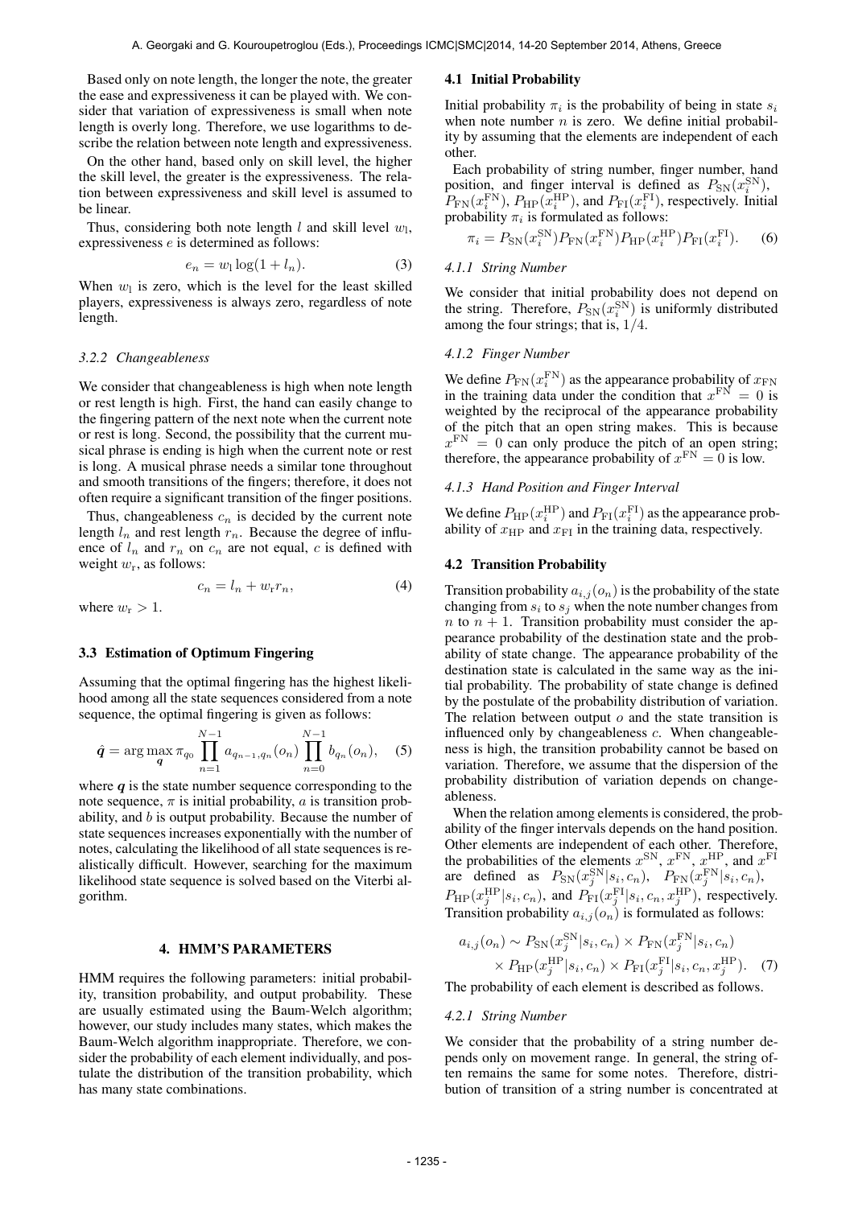Based only on note length, the longer the note, the greater the ease and expressiveness it can be played with. We consider that variation of expressiveness is small when note length is overly long. Therefore, we use logarithms to describe the relation between note length and expressiveness.

On the other hand, based only on skill level, the higher the skill level, the greater is the expressiveness. The relation between expressiveness and skill level is assumed to be linear.

Thus, considering both note length $l$ and skill level $w_{\mathrm{l}}$, expressiveness $e$ is determined as follows:

$$e_n = w_{\mathrm{l}} \log(1 + l_n). \tag{3}$$

When $w_{\mathrm{l}}$ is zero, which is the level for the least skilled players, expressiveness is always zero, regardless of note length.

#### 3.2.2 Changeableness

We consider that changeableness is high when note length or rest length is high. First, the hand can easily change to the fingering pattern of the next note when the current note or rest is long. Second, the possibility that the current musical phrase is ending is high when the current note or rest is long. A musical phrase needs a similar tone throughout and smooth transitions of the fingers; therefore, it does not often require a significant transition of the finger positions.

Thus, changeableness $c_n$ is decided by the current note length $l_n$ and rest length $r_n$. Because the degree of influence of $l_n$ and $r_n$ on $c_n$ are not equal, $c$ is defined with weight $w_{\mathrm{r}}$, as follows:

$$c_n = l_n + w_{\mathrm{r}} r_n, \tag{4}$$

where $w_{\mathrm{r}} > 1$.

### 3.3 Estimation of Optimum Fingering

Assuming that the optimal fingering has the highest likelihood among all the state sequences considered from a note sequence, the optimal fingering is given as follows:

$$\hat{\boldsymbol{q}} = \arg\max_{\boldsymbol{q}} \pi_{q_0} \prod_{n=1}^{N-1} a_{q_{n-1},q_n}(o_n) \prod_{n=0}^{N-1} b_{q_n}(o_n), \tag{5}$$

where $\boldsymbol{q}$ is the state number sequence corresponding to the note sequence, $\pi$ is initial probability, $a$ is transition probability, and $b$ is output probability. Because the number of state sequences increases exponentially with the number of notes, calculating the likelihood of all state sequences is realistically difficult. However, searching for the maximum likelihood state sequence is solved based on the Viterbi algorithm.

## 4. HMM'S PARAMETERS

HMM requires the following parameters: initial probability, transition probability, and output probability. These are usually estimated using the Baum-Welch algorithm; however, our study includes many states, which makes the Baum-Welch algorithm inappropriate. Therefore, we consider the probability of each element individually, and postulate the distribution of the transition probability, which has many state combinations.

### 4.1 Initial Probability

Initial probability $\pi_i$ is the probability of being in state $s_i$ when note number $n$ is zero. We define initial probability by assuming that the elements are independent of each other.

Each probability of string number, finger number, hand position, and finger interval is defined as $P_{\mathrm{SN}}(x_i^{\mathrm{SN}})$, $P_{\mathrm{FN}}(x_i^{\mathrm{FN}})$, $P_{\mathrm{HP}}(x_i^{\mathrm{HP}})$, and $P_{\mathrm{FI}}(x_i^{\mathrm{FI}})$, respectively. Initial probability $\pi_i$ is formulated as follows:

$$\pi_i = P_{\mathrm{SN}}(x_i^{\mathrm{SN}}) P_{\mathrm{FN}}(x_i^{\mathrm{FN}}) P_{\mathrm{HP}}(x_i^{\mathrm{HP}}) P_{\mathrm{FI}}(x_i^{\mathrm{FI}}). \tag{6}$$

#### 4.1.1 String Number

We consider that initial probability does not depend on the string. Therefore, $P_{\mathrm{SN}}(x_i^{\mathrm{SN}})$ is uniformly distributed among the four strings; that is, $1/4$.

#### 4.1.2 Finger Number

We define $P_{\mathrm{FN}}(x_i^{\mathrm{FN}})$ as the appearance probability of $x_{\mathrm{FN}}$ in the training data under the condition that $x^{\mathrm{FN}} = 0$ is weighted by the reciprocal of the appearance probability of the pitch that an open string makes. This is because $x^{\mathrm{FN}} = 0$ can only produce the pitch of an open string; therefore, the appearance probability of $x^{\mathrm{FN}} = 0$ is low.

#### 4.1.3 Hand Position and Finger Interval

We define $P_{\mathrm{HP}}(x_i^{\mathrm{HP}})$ and $P_{\mathrm{FI}}(x_i^{\mathrm{FI}})$ as the appearance probability of $x_{\mathrm{HP}}$ and $x_{\mathrm{FI}}$ in the training data, respectively.

### 4.2 Transition Probability

Transition probability $a_{i,j}(o_n)$ is the probability of the state changing from $s_i$ to $s_j$ when the note number changes from $n$ to $n+1$. Transition probability must consider the appearance probability of the destination state and the probability of state change. The appearance probability of the destination state is calculated in the same way as the initial probability. The probability of state change is defined by the postulate of the probability distribution of variation. The relation between output $o$ and the state transition is influenced only by changeableness $c$. When changeableness is high, the transition probability cannot be based on variation. Therefore, we assume that the dispersion of the probability distribution of variation depends on changeableness.

When the relation among elements is considered, the probability of the finger intervals depends on the hand position. Other elements are independent of each other. Therefore, the probabilities of the elements $x^{\mathrm{SN}}$, $x^{\mathrm{FN}}$, $x^{\mathrm{HP}}$, and $x^{\mathrm{FI}}$ are defined as $P_{\mathrm{SN}}(x_j^{\mathrm{SN}}|s_i, c_n)$, $P_{\mathrm{FN}}(x_j^{\mathrm{FN}}|s_i, c_n)$, $P_{\mathrm{HP}}(x_j^{\mathrm{HP}}|s_i, c_n)$, and $P_{\mathrm{FI}}(x_j^{\mathrm{FI}}|s_i, c_n, x_j^{\mathrm{HP}})$, respectively. Transition probability $a_{i,j}(o_n)$ is formulated as follows:

$$\begin{aligned} a_{i,j}(o_n) \sim\ & P_{\mathrm{SN}}(x_j^{\mathrm{SN}}|s_i, c_n) \times P_{\mathrm{FN}}(x_j^{\mathrm{FN}}|s_i, c_n) \\ & \times P_{\mathrm{HP}}(x_j^{\mathrm{HP}}|s_i, c_n) \times P_{\mathrm{FI}}(x_j^{\mathrm{FI}}|s_i, c_n, x_j^{\mathrm{HP}}). \end{aligned} \tag{7}$$

The probability of each element is described as follows.

#### 4.2.1 String Number

We consider that the probability of a string number depends only on movement range. In general, the string often remains the same for some notes. Therefore, distribution of transition of a string number is concentrated at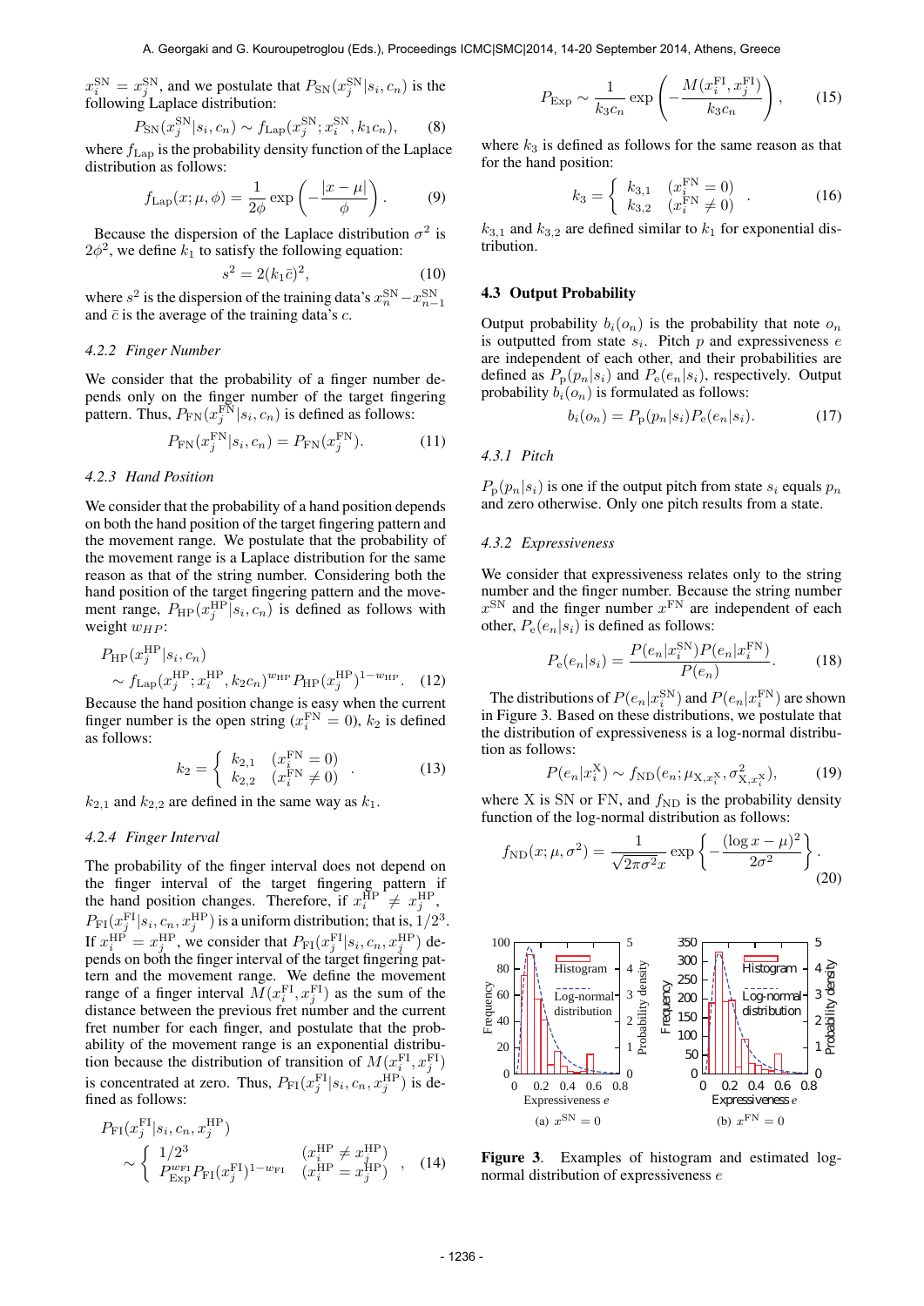$x_i^{\rm SN} = x_j^{\rm SN}$, and we postulate that $P_{\rm SN}(x_j^{\rm SN}|s_i, c_n)$ is the following Laplace distribution:

$$P_{\rm SN}(x_j^{\rm SN}|s_i, c_n) \sim f_{\rm Lap}(x_j^{\rm SN}; x_i^{\rm SN}, k_1 c_n), \quad (8)$$

where $f_{\rm Lap}$ is the probability density function of the Laplace distribution as follows:

$$f_{\rm Lap}(x; \mu, \phi) = \frac{1}{2\phi} \exp\left(-\frac{|x-\mu|}{\phi}\right). \quad (9)$$

Because the dispersion of the Laplace distribution $\sigma^2$ is $2\phi^2$, we define $k_1$ to satisfy the following equation:

$$s^2 = 2(k_1 \bar{c})^2, \quad (10)$$

where $s^2$ is the dispersion of the training data's $x_n^{\rm SN} - x_{n-1}^{\rm SN}$ and $\bar{c}$ is the average of the training data's $c$.

#### 4.2.2 Finger Number

We consider that the probability of a finger number depends only on the finger number of the target fingering pattern. Thus, $P_{\rm FN}(x_j^{\rm FN}|s_i, c_n)$ is defined as follows:

$$P_{\rm FN}(x_j^{\rm FN}|s_i, c_n) = P_{\rm FN}(x_j^{\rm FN}). \quad (11)$$

#### 4.2.3 Hand Position

We consider that the probability of a hand position depends on both the hand position of the target fingering pattern and the movement range. We postulate that the probability of the movement range is a Laplace distribution for the same reason as that of the string number. Considering both the hand position of the target fingering pattern and the movement range, $P_{\rm HP}(x_j^{\rm HP}|s_i, c_n)$ is defined as follows with weight $w_{HP}$:

$$P_{\rm HP}(x_j^{\rm HP}|s_i, c_n) \sim f_{\rm Lap}(x_j^{\rm HP}; x_i^{\rm HP}, k_2 c_n)^{w_{\rm HP}} P_{\rm HP}(x_j^{\rm HP})^{1-w_{\rm HP}}. \quad (12)$$

Because the hand position change is easy when the current finger number is the open string ($x_i^{\rm FN} = 0$), $k_2$ is defined as follows:

$$k_2 = \begin{cases} k_{2,1} & (x_i^{\rm FN} = 0) \\ k_{2,2} & (x_i^{\rm FN} \neq 0) \end{cases}. \quad (13)$$

$k_{2,1}$ and $k_{2,2}$ are defined in the same way as $k_1$.

#### 4.2.4 Finger Interval

The probability of the finger interval does not depend on the finger interval of the target fingering pattern if the hand position changes. Therefore, if $x_i^{\rm HP} \neq x_j^{\rm HP}$, $P_{\rm FI}(x_j^{\rm FI}|s_i, c_n, x_j^{\rm HP})$ is a uniform distribution; that is, $1/2^3$. If $x_i^{\rm HP} = x_j^{\rm HP}$, we consider that $P_{\rm FI}(x_j^{\rm FI}|s_i, c_n, x_j^{\rm HP})$ depends on both the finger interval of the target fingering pattern and the movement range. We define the movement range of a finger interval $M(x_i^{\rm FI}, x_j^{\rm FI})$ as the sum of the distance between the previous fret number and the current fret number for each finger, and postulate that the probability of the movement range is an exponential distribution because the distribution of transition of $M(x_i^{\rm FI}, x_j^{\rm FI})$ is concentrated at zero. Thus, $P_{\rm FI}(x_j^{\rm FI}|s_i, c_n, x_j^{\rm HP})$ is defined as follows:

$$P_{\rm FI}(x_j^{\rm FI}|s_i, c_n, x_j^{\rm HP}) \sim \begin{cases} 1/2^3 & (x_i^{\rm HP} \neq x_j^{\rm HP}) \\ P_{\rm Exp}^{w_{\rm FI}} P_{\rm FI}(x_j^{\rm FI})^{1-w_{\rm FI}} & (x_i^{\rm HP} = x_j^{\rm HP}) \end{cases}, \quad (14)$$

$$P_{\rm Exp} \sim \frac{1}{k_3 c_n} \exp\left(-\frac{M(x_i^{\rm FI}, x_j^{\rm FI})}{k_3 c_n}\right), \quad (15)$$

where $k_3$ is defined as follows for the same reason as that for the hand position:

$$k_3 = \begin{cases} k_{3,1} & (x_i^{\rm FN} = 0) \\ k_{3,2} & (x_i^{\rm FN} \neq 0) \end{cases}. \quad (16)$$

$k_{3,1}$ and $k_{3,2}$ are defined similar to $k_1$ for exponential distribution.

### 4.3 Output Probability

Output probability $b_i(o_n)$ is the probability that note $o_n$ is outputted from state $s_i$. Pitch $p$ and expressiveness $e$ are independent of each other, and their probabilities are defined as $P_{\rm p}(p_n|s_i)$ and $P_{\rm e}(e_n|s_i)$, respectively. Output probability $b_i(o_n)$ is formulated as follows:

$$b_i(o_n) = P_{\rm p}(p_n|s_i) P_{\rm e}(e_n|s_i). \quad (17)$$

#### 4.3.1 Pitch

$P_{\rm p}(p_n|s_i)$ is one if the output pitch from state $s_i$ equals $p_n$ and zero otherwise. Only one pitch results from a state.

#### 4.3.2 Expressiveness

We consider that expressiveness relates only to the string number and the finger number. Because the string number $x^{\rm SN}$ and the finger number $x^{\rm FN}$ are independent of each other, $P_{\rm e}(e_n|s_i)$ is defined as follows:

$$P_{\rm e}(e_n|s_i) = \frac{P(e_n|x_i^{\rm SN}) P(e_n|x_i^{\rm FN})}{P(e_n)}. \quad (18)$$

The distributions of $P(e_n|x_i^{\rm SN})$ and $P(e_n|x_i^{\rm FN})$ are shown in Figure 3. Based on these distributions, we postulate that the distribution of expressiveness is a log-normal distribution as follows:

$$P(e_n|x_i^{\rm X}) \sim f_{\rm ND}(e_n; \mu_{{\rm X},x_i^{\rm X}}, \sigma^2_{{\rm X},x_i^{\rm X}}), \quad (19)$$

where X is SN or FN, and $f_{\rm ND}$ is the probability density function of the log-normal distribution as follows:

$$f_{\rm ND}(x; \mu, \sigma^2) = \frac{1}{\sqrt{2\pi\sigma^2} x} \exp\left\{-\frac{(\log x - \mu)^2}{2\sigma^2}\right\}. \quad (20)$$

(a) $x^{\rm SN} = 0$ (b) $x^{\rm FN} = 0$

**Figure 3**. Examples of histogram and estimated log-normal distribution of expressiveness $e$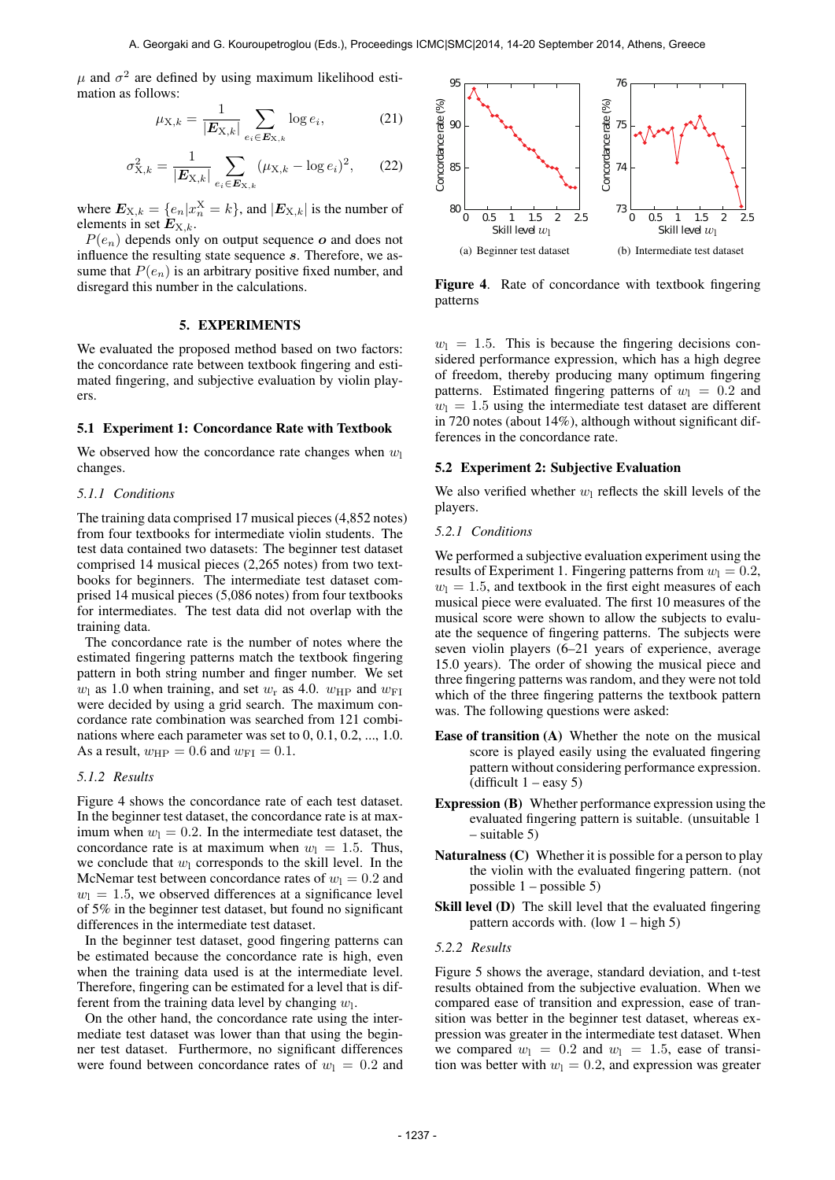$\mu$ and $\sigma^2$ are defined by using maximum likelihood estimation as follows:

$$\mu_{\mathrm{X},k} = \frac{1}{|\boldsymbol{E}_{\mathrm{X},k}|} \sum_{e_i \in \boldsymbol{E}_{\mathrm{X},k}} \log e_i, \tag{21}$$

$$\sigma^2_{\mathrm{X},k} = \frac{1}{|\boldsymbol{E}_{\mathrm{X},k}|} \sum_{e_i \in \boldsymbol{E}_{\mathrm{X},k}} (\mu_{\mathrm{X},k} - \log e_i)^2, \tag{22}$$

where $\boldsymbol{E}_{\mathrm{X},k} = \{e_n | x_n^{\mathrm{X}} = k\}$, and $|\boldsymbol{E}_{\mathrm{X},k}|$ is the number of elements in set $\boldsymbol{E}_{\mathrm{X},k}$.

$P(e_n)$ depends only on output sequence $\boldsymbol{o}$ and does not influence the resulting state sequence $\boldsymbol{s}$. Therefore, we assume that $P(e_n)$ is an arbitrary positive fixed number, and disregard this number in the calculations.

## 5. EXPERIMENTS

We evaluated the proposed method based on two factors: the concordance rate between textbook fingering and estimated fingering, and subjective evaluation by violin players.

### 5.1 Experiment 1: Concordance Rate with Textbook

We observed how the concordance rate changes when $w_{\mathrm{l}}$ changes.

#### 5.1.1 Conditions

The training data comprised 17 musical pieces (4,852 notes) from four textbooks for intermediate violin students. The test data contained two datasets: The beginner test dataset comprised 14 musical pieces (2,265 notes) from two textbooks for beginners. The intermediate test dataset comprised 14 musical pieces (5,086 notes) from four textbooks for intermediates. The test data did not overlap with the training data.

The concordance rate is the number of notes where the estimated fingering patterns match the textbook fingering pattern in both string number and finger number. We set $w_{\mathrm{l}}$ as 1.0 when training, and set $w_{\mathrm{r}}$ as 4.0. $w_{\mathrm{HP}}$ and $w_{\mathrm{FI}}$ were decided by using a grid search. The maximum concordance rate combination was searched from 121 combinations where each parameter was set to 0, 0.1, 0.2, ..., 1.0. As a result, $w_{\mathrm{HP}} = 0.6$ and $w_{\mathrm{FI}} = 0.1$.

#### 5.1.2 Results

Figure 4 shows the concordance rate of each test dataset. In the beginner test dataset, the concordance rate is at maximum when $w_{\mathrm{l}} = 0.2$. In the intermediate test dataset, the concordance rate is at maximum when $w_{\mathrm{l}} = 1.5$. Thus, we conclude that $w_{\mathrm{l}}$ corresponds to the skill level. In the McNemar test between concordance rates of $w_{\mathrm{l}} = 0.2$ and $w_{\mathrm{l}} = 1.5$, we observed differences at a significance level of 5% in the beginner test dataset, but found no significant differences in the intermediate test dataset.

In the beginner test dataset, good fingering patterns can be estimated because the concordance rate is high, even when the training data used is at the intermediate level. Therefore, fingering can be estimated for a level that is different from the training data level by changing $w_{\mathrm{l}}$.

On the other hand, the concordance rate using the intermediate test dataset was lower than that using the beginner test dataset. Furthermore, no significant differences were found between concordance rates of $w_{\mathrm{l}} = 0.2$ and $w_{\mathrm{l}} = 1.5$. This is because the fingering decisions considered performance expression, which has a high degree of freedom, thereby producing many optimum fingering patterns. Estimated fingering patterns of $w_{\mathrm{l}} = 0.2$ and $w_{\mathrm{l}} = 1.5$ using the intermediate test dataset are different in 720 notes (about 14%), although without significant differences in the concordance rate.

(a) Beginner test dataset

(b) Intermediate test dataset

**Figure 4**. Rate of concordance with textbook fingering patterns

### 5.2 Experiment 2: Subjective Evaluation

We also verified whether $w_{\mathrm{l}}$ reflects the skill levels of the players.

#### 5.2.1 Conditions

We performed a subjective evaluation experiment using the results of Experiment 1. Fingering patterns from $w_{\mathrm{l}} = 0.2$, $w_{\mathrm{l}} = 1.5$, and textbook in the first eight measures of each musical piece were evaluated. The first 10 measures of the musical score were shown to allow the subjects to evaluate the sequence of fingering patterns. The subjects were seven violin players (6–21 years of experience, average 15.0 years). The order of showing the musical piece and three fingering patterns was random, and they were not told which of the three fingering patterns the textbook pattern was. The following questions were asked:

**Ease of transition (A)** Whether the note on the musical score is played easily using the evaluated fingering pattern without considering performance expression. (difficult 1 – easy 5)

**Expression (B)** Whether performance expression using the evaluated fingering pattern is suitable. (unsuitable 1 – suitable 5)

**Naturalness (C)** Whether it is possible for a person to play the violin with the evaluated fingering pattern. (not possible 1 – possible 5)

**Skill level (D)** The skill level that the evaluated fingering pattern accords with. (low 1 – high 5)

#### 5.2.2 Results

Figure 5 shows the average, standard deviation, and t-test results obtained from the subjective evaluation. When we compared ease of transition and expression, ease of transition was better in the beginner test dataset, whereas expression was greater in the intermediate test dataset. When we compared $w_{\mathrm{l}} = 0.2$ and $w_{\mathrm{l}} = 1.5$, ease of transition was better with $w_{\mathrm{l}} = 0.2$, and expression was greater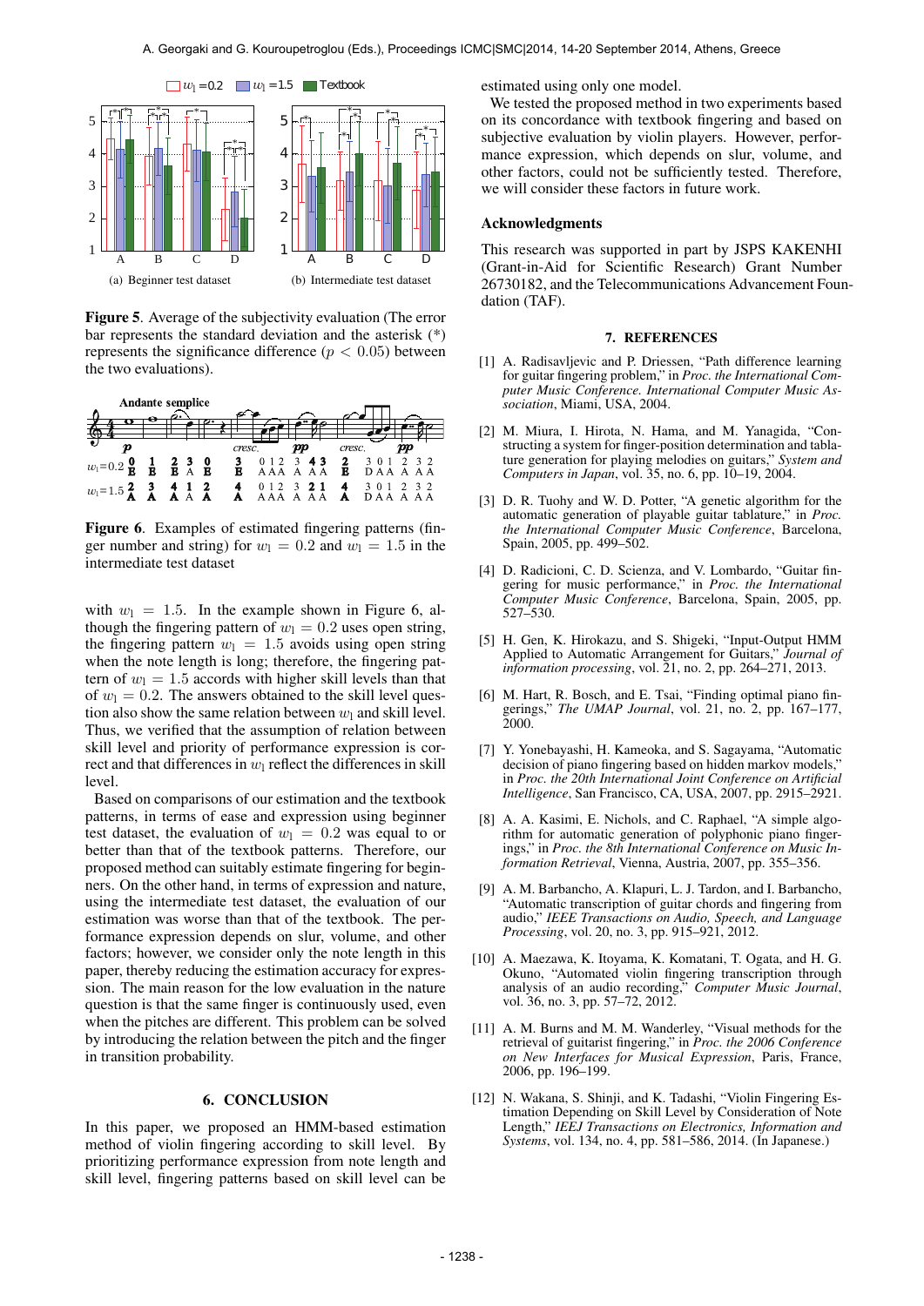$w_l = 0.2$ $w_l = 1.5$ Textbook

5
4
3
2
1
A B C D

(a) Beginner test dataset

5
4
3
2
1
A B C D

(b) Intermediate test dataset

**Figure 5**. Average of the subjectivity evaluation (The error bar represents the standard deviation and the asterisk (*) represents the significance difference ($p < 0.05$) between the two evaluations).

Andante semplice

$w_l$=0.2

$w_l$=1.5

**Figure 6**. Examples of estimated fingering patterns (finger number and string) for $w_l = 0.2$ and $w_l = 1.5$ in the intermediate test dataset

with $w_l = 1.5$. In the example shown in Figure 6, although the fingering pattern of $w_l = 0.2$ uses open string, the fingering pattern $w_l = 1.5$ avoids using open string when the note length is long; therefore, the fingering pattern of $w_l = 1.5$ accords with higher skill levels than that of $w_l = 0.2$. The answers obtained to the skill level question also show the same relation between $w_l$ and skill level. Thus, we verified that the assumption of relation between skill level and priority of performance expression is correct and that differences in $w_l$ reflect the differences in skill level.

Based on comparisons of our estimation and the textbook patterns, in terms of ease and expression using beginner test dataset, the evaluation of $w_l = 0.2$ was equal to or better than that of the textbook patterns. Therefore, our proposed method can suitably estimate fingering for beginners. On the other hand, in terms of expression and nature, using the intermediate test dataset, the evaluation of our estimation was worse than that of the textbook. The performance expression depends on slur, volume, and other factors; however, we consider only the note length in this paper, thereby reducing the estimation accuracy for expression. The main reason for the low evaluation in the nature question is that the same finger is continuously used, even when the pitches are different. This problem can be solved by introducing the relation between the pitch and the finger in transition probability.

## 6. CONCLUSION

In this paper, we proposed an HMM-based estimation method of violin fingering according to skill level. By prioritizing performance expression from note length and skill level, fingering patterns based on skill level can be estimated using only one model.

We tested the proposed method in two experiments based on its concordance with textbook fingering and based on subjective evaluation by violin players. However, performance expression, which depends on slur, volume, and other factors, could not be sufficiently tested. Therefore, we will consider these factors in future work.

### Acknowledgments

This research was supported in part by JSPS KAKENHI (Grant-in-Aid for Scientific Research) Grant Number 26730182, and the Telecommunications Advancement Foundation (TAF).

## 7. REFERENCES

[1] A. Radisavljevic and P. Driessen, "Path difference learning for guitar fingering problem," in *Proc. the International Computer Music Conference. International Computer Music Association*, Miami, USA, 2004.

[2] M. Miura, I. Hirota, N. Hama, and M. Yanagida, "Constructing a system for finger-position determination and tablature generation for playing melodies on guitars," *System and Computers in Japan*, vol. 35, no. 6, pp. 10–19, 2004.

[3] D. R. Tuohy and W. D. Potter, "A genetic algorithm for the automatic generation of playable guitar tablature," in *Proc. the International Computer Music Conference*, Barcelona, Spain, 2005, pp. 499–502.

[4] D. Radicioni, C. D. Scienza, and V. Lombardo, "Guitar fingering for music performance," in *Proc. the International Computer Music Conference*, Barcelona, Spain, 2005, pp. 527–530.

[5] H. Gen, K. Hirokazu, and S. Shigeki, "Input-Output HMM Applied to Automatic Arrangement for Guitars," *Journal of information processing*, vol. 21, no. 2, pp. 264–271, 2013.

[6] M. Hart, R. Bosch, and E. Tsai, "Finding optimal piano fingerings," *The UMAP Journal*, vol. 21, no. 2, pp. 167–177, 2000.

[7] Y. Yonebayashi, H. Kameoka, and S. Sagayama, "Automatic decision of piano fingering based on hidden markov models," in *Proc. the 20th International Joint Conference on Artificial Intelligence*, San Francisco, CA, USA, 2007, pp. 2915–2921.

[8] A. A. Kasimi, E. Nichols, and C. Raphael, "A simple algorithm for automatic generation of polyphonic piano fingerings," in *Proc. the 8th International Conference on Music Information Retrieval*, Vienna, Austria, 2007, pp. 355–356.

[9] A. M. Barbancho, A. Klapuri, L. J. Tardon, and I. Barbancho, "Automatic transcription of guitar chords and fingering from audio," *IEEE Transactions on Audio, Speech, and Language Processing*, vol. 20, no. 3, pp. 915–921, 2012.

[10] A. Maezawa, K. Itoyama, K. Komatani, T. Ogata, and H. G. Okuno, "Automated violin fingering transcription through analysis of an audio recording," *Computer Music Journal*, vol. 36, no. 3, pp. 57–72, 2012.

[11] A. M. Burns and M. M. Wanderley, "Visual methods for the retrieval of guitarist fingering," in *Proc. the 2006 Conference on New Interfaces for Musical Expression*, Paris, France, 2006, pp. 196–199.

[12] N. Wakana, S. Shinji, and K. Tadashi, "Violin Fingering Estimation Depending on Skill Level by Consideration of Note Length," *IEEJ Transactions on Electronics, Information and Systems*, vol. 134, no. 4, pp. 581–586, 2014. (In Japanese.)